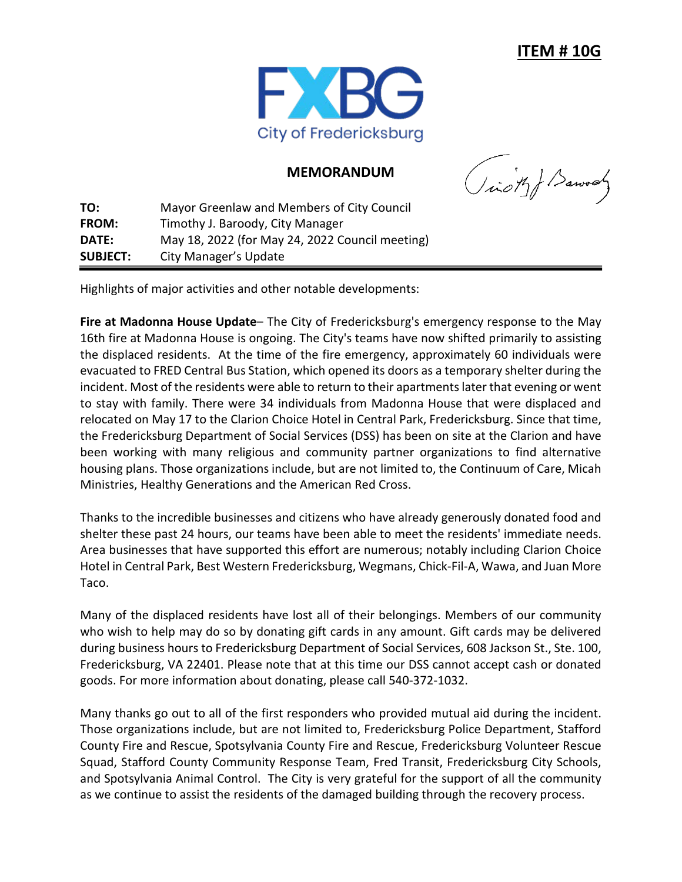**ITEM # 10G**

FXBG
City of Fredericksburg

## MEMORANDUM

| | |
|---|---|
| **TO:** | Mayor Greenlaw and Members of City Council |
| **FROM:** | Timothy J. Baroody, City Manager |
| **DATE:** | May 18, 2022 (for May 24, 2022 Council meeting) |
| **SUBJECT:** | City Manager's Update |

Highlights of major activities and other notable developments:

**Fire at Madonna House Update**– The City of Fredericksburg's emergency response to the May 16th fire at Madonna House is ongoing. The City's teams have now shifted primarily to assisting the displaced residents. At the time of the fire emergency, approximately 60 individuals were evacuated to FRED Central Bus Station, which opened its doors as a temporary shelter during the incident. Most of the residents were able to return to their apartments later that evening or went to stay with family. There were 34 individuals from Madonna House that were displaced and relocated on May 17 to the Clarion Choice Hotel in Central Park, Fredericksburg. Since that time, the Fredericksburg Department of Social Services (DSS) has been on site at the Clarion and have been working with many religious and community partner organizations to find alternative housing plans. Those organizations include, but are not limited to, the Continuum of Care, Micah Ministries, Healthy Generations and the American Red Cross.

Thanks to the incredible businesses and citizens who have already generously donated food and shelter these past 24 hours, our teams have been able to meet the residents' immediate needs. Area businesses that have supported this effort are numerous; notably including Clarion Choice Hotel in Central Park, Best Western Fredericksburg, Wegmans, Chick-Fil-A, Wawa, and Juan More Taco.

Many of the displaced residents have lost all of their belongings. Members of our community who wish to help may do so by donating gift cards in any amount. Gift cards may be delivered during business hours to Fredericksburg Department of Social Services, 608 Jackson St., Ste. 100, Fredericksburg, VA 22401. Please note that at this time our DSS cannot accept cash or donated goods. For more information about donating, please call 540-372-1032.

Many thanks go out to all of the first responders who provided mutual aid during the incident. Those organizations include, but are not limited to, Fredericksburg Police Department, Stafford County Fire and Rescue, Spotsylvania County Fire and Rescue, Fredericksburg Volunteer Rescue Squad, Stafford County Community Response Team, Fred Transit, Fredericksburg City Schools, and Spotsylvania Animal Control. The City is very grateful for the support of all the community as we continue to assist the residents of the damaged building through the recovery process.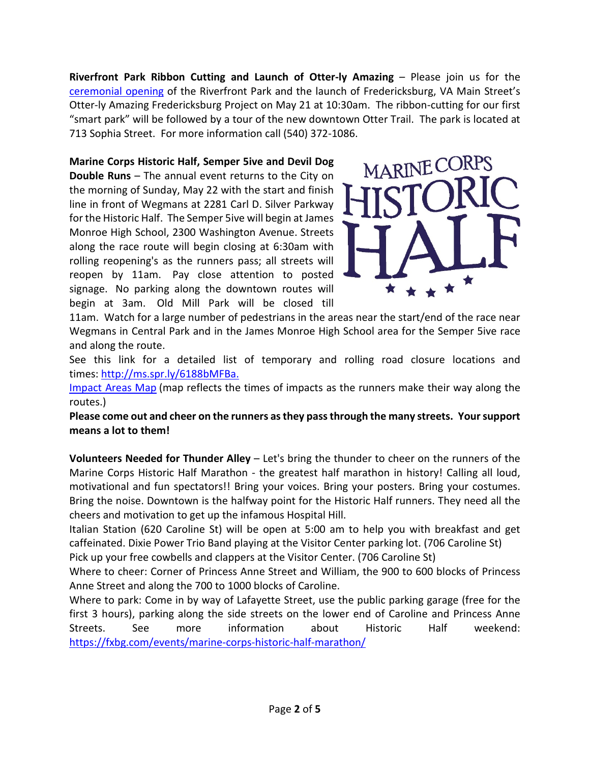**Riverfront Park Ribbon Cutting and Launch of Otter-ly Amazing** – Please join us for the ceremonial opening of the Riverfront Park and the launch of Fredericksburg, VA Main Street's Otter-ly Amazing Fredericksburg Project on May 21 at 10:30am. The ribbon-cutting for our first "smart park" will be followed by a tour of the new downtown Otter Trail. The park is located at 713 Sophia Street. For more information call (540) 372-1086.

**Marine Corps Historic Half, Semper 5ive and Devil Dog Double Runs** – The annual event returns to the City on the morning of Sunday, May 22 with the start and finish line in front of Wegmans at 2281 Carl D. Silver Parkway for the Historic Half. The Semper 5ive will begin at James Monroe High School, 2300 Washington Avenue. Streets along the race route will begin closing at 6:30am with rolling reopening's as the runners pass; all streets will reopen by 11am. Pay close attention to posted signage. No parking along the downtown routes will begin at 3am. Old Mill Park will be closed till 11am. Watch for a large number of pedestrians in the areas near the start/end of the race near Wegmans in Central Park and in the James Monroe High School area for the Semper 5ive race and along the route.

See this link for a detailed list of temporary and rolling road closure locations and times: http://ms.spr.ly/6188bMFBa.

Impact Areas Map (map reflects the times of impacts as the runners make their way along the routes.)

**Please come out and cheer on the runners as they pass through the many streets. Your support means a lot to them!**

**Volunteers Needed for Thunder Alley** – Let's bring the thunder to cheer on the runners of the Marine Corps Historic Half Marathon - the greatest half marathon in history! Calling all loud, motivational and fun spectators!! Bring your voices. Bring your posters. Bring your costumes. Bring the noise. Downtown is the halfway point for the Historic Half runners. They need all the cheers and motivation to get up the infamous Hospital Hill.

Italian Station (620 Caroline St) will be open at 5:00 am to help you with breakfast and get caffeinated. Dixie Power Trio Band playing at the Visitor Center parking lot. (706 Caroline St)

Pick up your free cowbells and clappers at the Visitor Center. (706 Caroline St)

Where to cheer: Corner of Princess Anne Street and William, the 900 to 600 blocks of Princess Anne Street and along the 700 to 1000 blocks of Caroline.

Where to park: Come in by way of Lafayette Street, use the public parking garage (free for the first 3 hours), parking along the side streets on the lower end of Caroline and Princess Anne Streets. See more information about Historic Half weekend: https://fxbg.com/events/marine-corps-historic-half-marathon/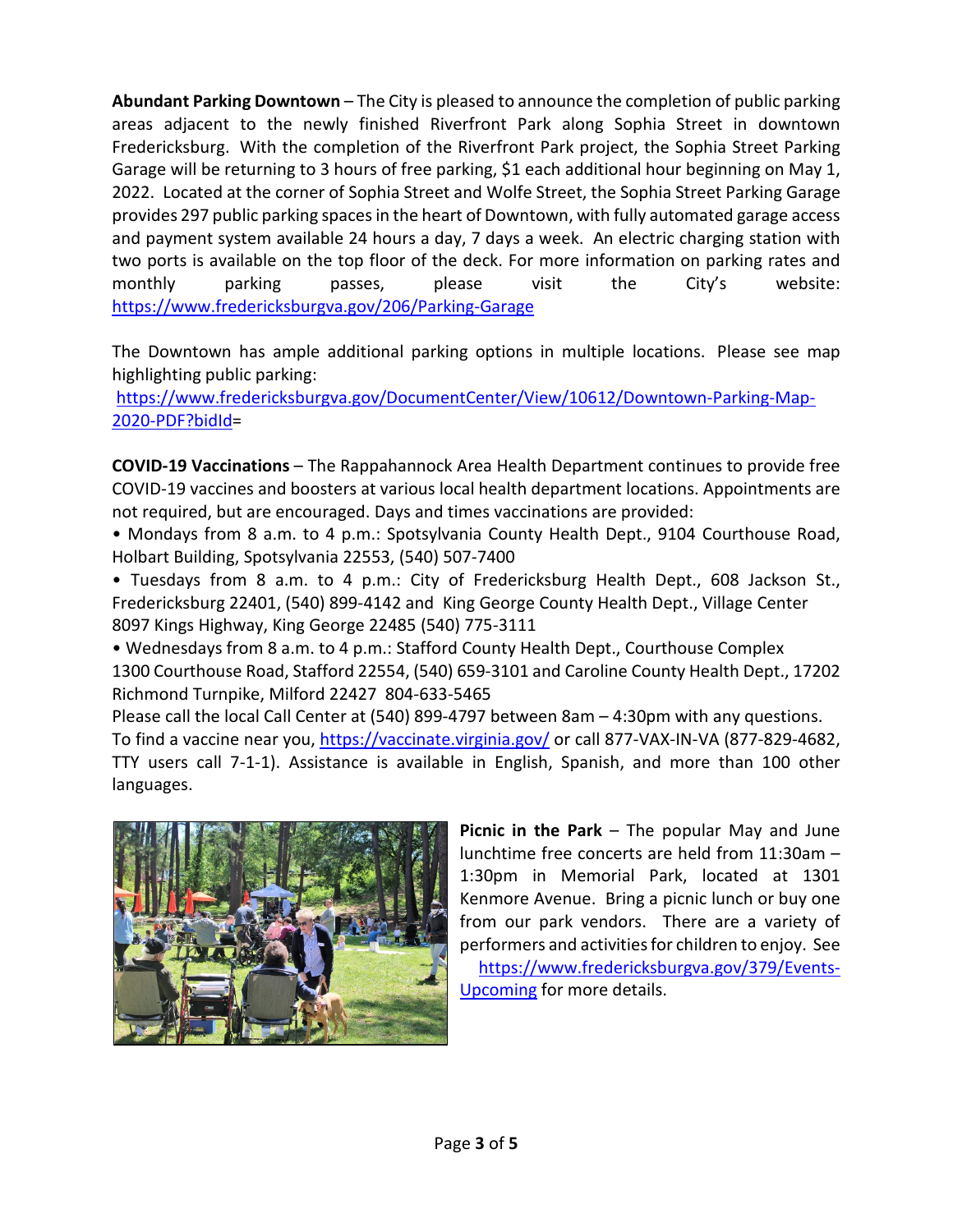**Abundant Parking Downtown** – The City is pleased to announce the completion of public parking areas adjacent to the newly finished Riverfront Park along Sophia Street in downtown Fredericksburg. With the completion of the Riverfront Park project, the Sophia Street Parking Garage will be returning to 3 hours of free parking, $1 each additional hour beginning on May 1, 2022. Located at the corner of Sophia Street and Wolfe Street, the Sophia Street Parking Garage provides 297 public parking spaces in the heart of Downtown, with fully automated garage access and payment system available 24 hours a day, 7 days a week. An electric charging station with two ports is available on the top floor of the deck. For more information on parking rates and monthly parking passes, please visit the City's website: https://www.fredericksburgva.gov/206/Parking-Garage

The Downtown has ample additional parking options in multiple locations. Please see map highlighting public parking: https://www.fredericksburgva.gov/DocumentCenter/View/10612/Downtown-Parking-Map-2020-PDF?bidId=

**COVID-19 Vaccinations** – The Rappahannock Area Health Department continues to provide free COVID-19 vaccines and boosters at various local health department locations. Appointments are not required, but are encouraged. Days and times vaccinations are provided:

- Mondays from 8 a.m. to 4 p.m.: Spotsylvania County Health Dept., 9104 Courthouse Road, Holbart Building, Spotsylvania 22553, (540) 507-7400
- Tuesdays from 8 a.m. to 4 p.m.: City of Fredericksburg Health Dept., 608 Jackson St., Fredericksburg 22401, (540) 899-4142 and King George County Health Dept., Village Center 8097 Kings Highway, King George 22485 (540) 775-3111
- Wednesdays from 8 a.m. to 4 p.m.: Stafford County Health Dept., Courthouse Complex 1300 Courthouse Road, Stafford 22554, (540) 659-3101 and Caroline County Health Dept., 17202 Richmond Turnpike, Milford 22427 804-633-5465

Please call the local Call Center at (540) 899-4797 between 8am – 4:30pm with any questions. To find a vaccine near you, https://vaccinate.virginia.gov/ or call 877-VAX-IN-VA (877-829-4682, TTY users call 7-1-1). Assistance is available in English, Spanish, and more than 100 other languages.

**Picnic in the Park** – The popular May and June lunchtime free concerts are held from 11:30am – 1:30pm in Memorial Park, located at 1301 Kenmore Avenue. Bring a picnic lunch or buy one from our park vendors. There are a variety of performers and activities for children to enjoy. See https://www.fredericksburgva.gov/379/Events-Upcoming for more details.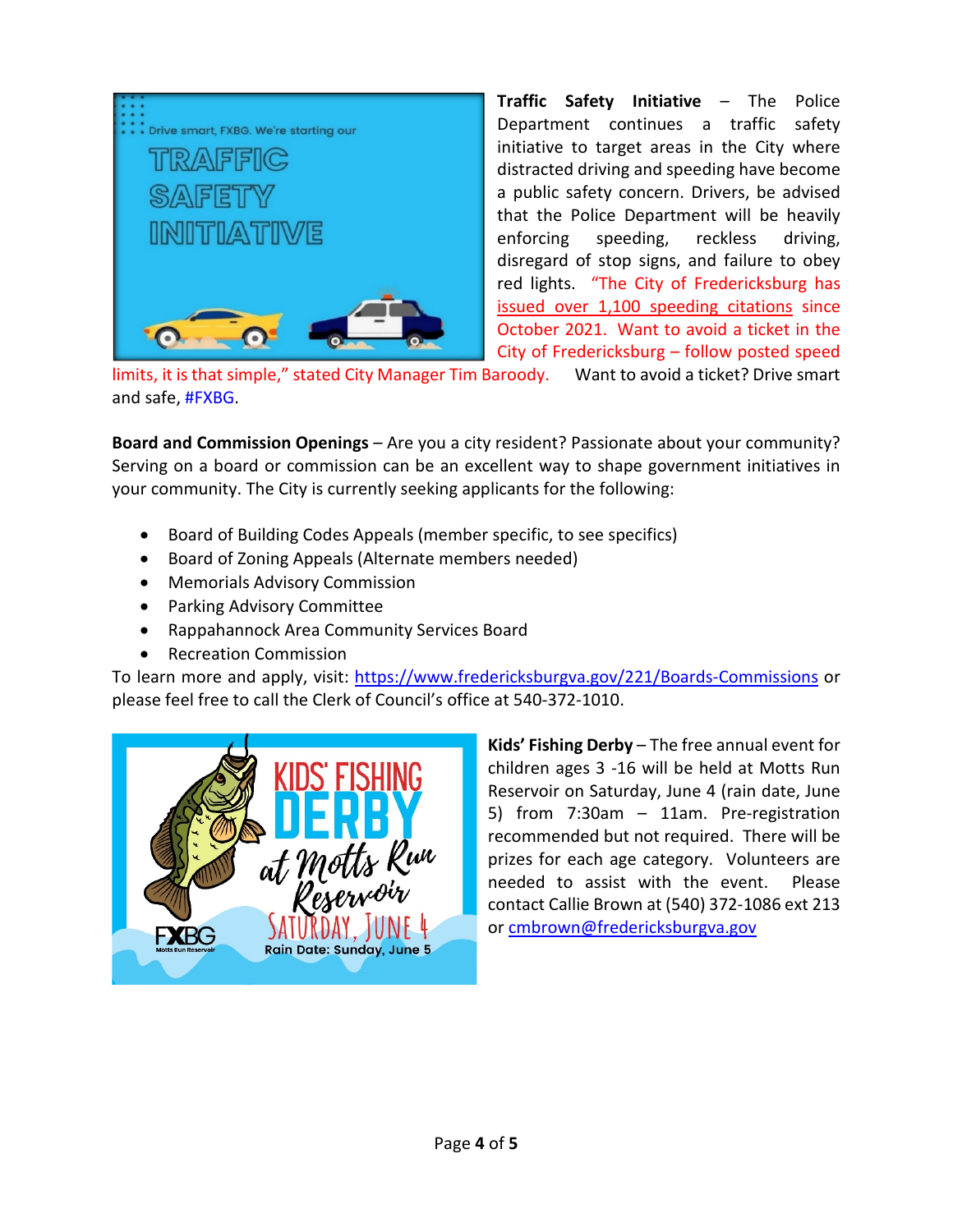**Traffic Safety Initiative** – The Police Department continues a traffic safety initiative to target areas in the City where distracted driving and speeding have become a public safety concern. Drivers, be advised that the Police Department will be heavily enforcing speeding, reckless driving, disregard of stop signs, and failure to obey red lights. "The City of Fredericksburg has issued over 1,100 speeding citations since October 2021. Want to avoid a ticket in the City of Fredericksburg – follow posted speed limits, it is that simple," stated City Manager Tim Baroody. Want to avoid a ticket? Drive smart and safe, #FXBG.

**Board and Commission Openings** – Are you a city resident? Passionate about your community? Serving on a board or commission can be an excellent way to shape government initiatives in your community. The City is currently seeking applicants for the following:

- Board of Building Codes Appeals (member specific, to see specifics)
- Board of Zoning Appeals (Alternate members needed)
- Memorials Advisory Commission
- Parking Advisory Committee
- Rappahannock Area Community Services Board
- Recreation Commission

To learn more and apply, visit: https://www.fredericksburgva.gov/221/Boards-Commissions or please feel free to call the Clerk of Council's office at 540-372-1010.

**Kids' Fishing Derby** – The free annual event for children ages 3 -16 will be held at Motts Run Reservoir on Saturday, June 4 (rain date, June 5) from 7:30am – 11am. Pre-registration recommended but not required. There will be prizes for each age category. Volunteers are needed to assist with the event. Please contact Callie Brown at (540) 372-1086 ext 213 or cmbrown@fredericksburgva.gov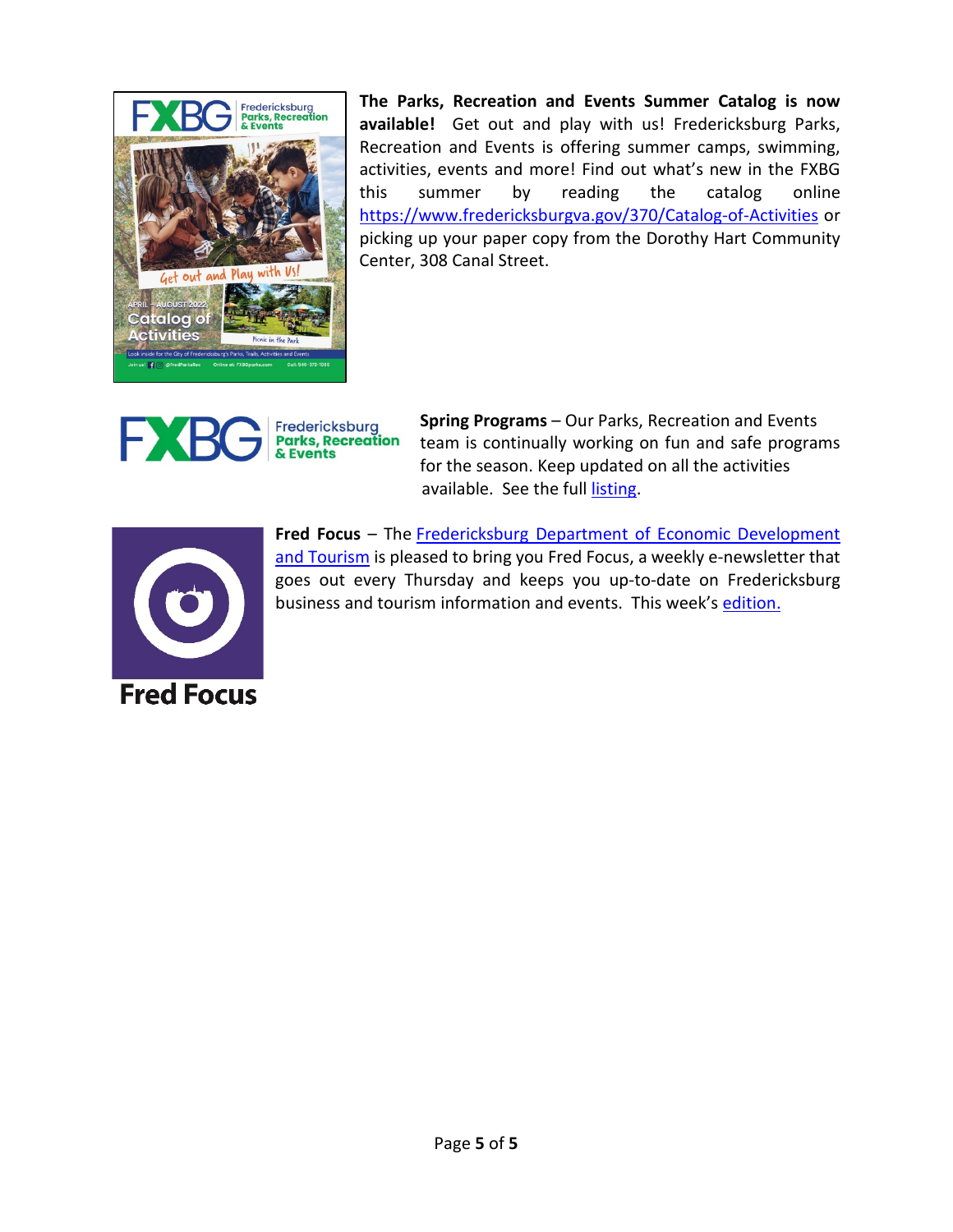**The Parks, Recreation and Events Summer Catalog is now available!** Get out and play with us! Fredericksburg Parks, Recreation and Events is offering summer camps, swimming, activities, events and more! Find out what's new in the FXBG this summer by reading the catalog online https://www.fredericksburgva.gov/370/Catalog-of-Activities or picking up your paper copy from the Dorothy Hart Community Center, 308 Canal Street.

**Spring Programs** – Our Parks, Recreation and Events team is continually working on fun and safe programs for the season. Keep updated on all the activities available. See the full listing.

**Fred Focus** – The Fredericksburg Department of Economic Development and Tourism is pleased to bring you Fred Focus, a weekly e-newsletter that goes out every Thursday and keeps you up-to-date on Fredericksburg business and tourism information and events. This week's edition.